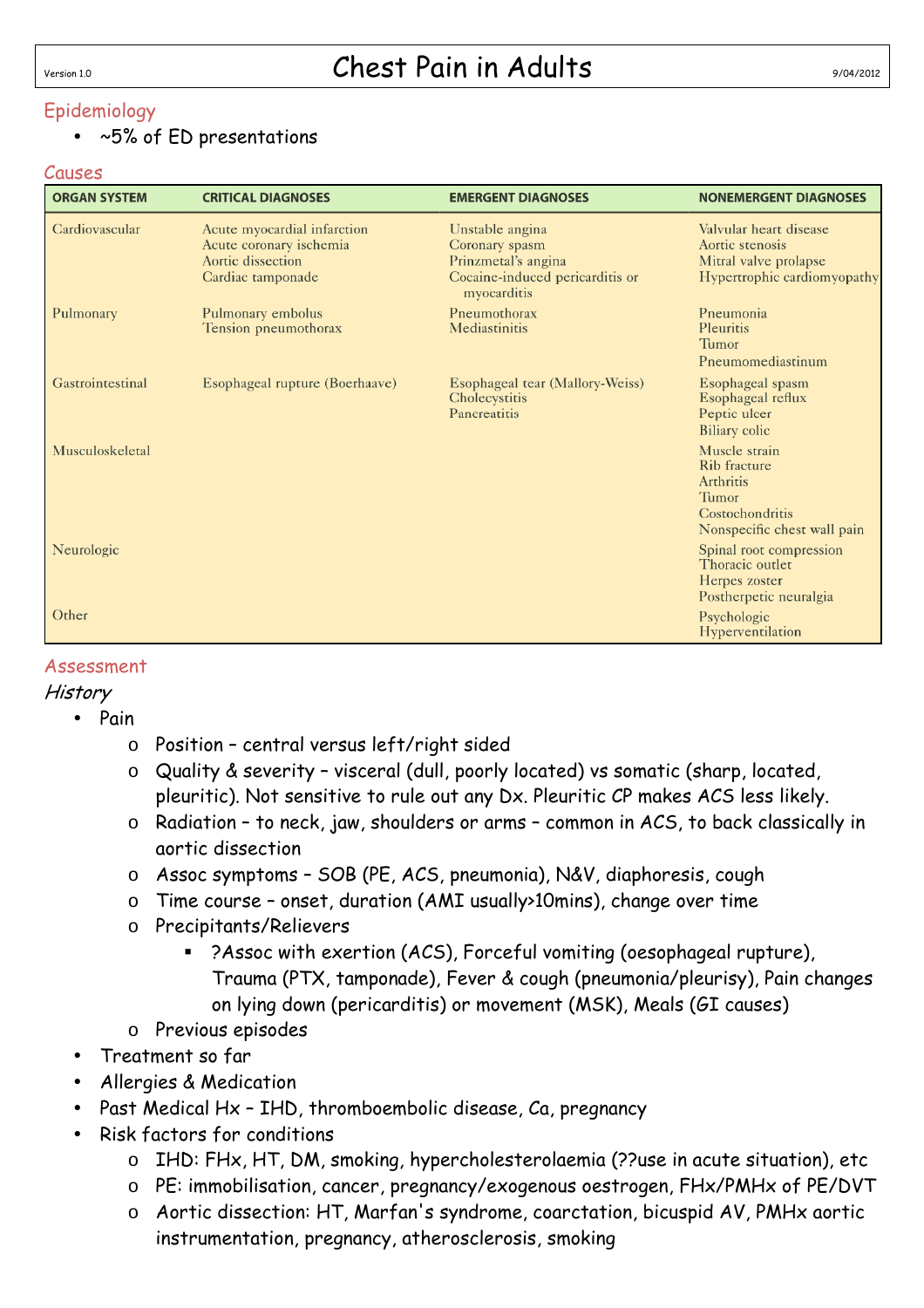# Chest Pain in Adults

Version 1.0 — 9/04/2012

## Epidemiology

- ~5% of ED presentations

## Causes

| ORGAN SYSTEM | CRITICAL DIAGNOSES | EMERGENT DIAGNOSES | NONEMERGENT DIAGNOSES |
|---|---|---|---|
| Cardiovascular | Acute myocardial infarction<br>Acute coronary ischemia<br>Aortic dissection<br>Cardiac tamponade | Unstable angina<br>Coronary spasm<br>Prinzmetal's angina<br>Cocaine-induced pericarditis or myocarditis | Valvular heart disease<br>Aortic stenosis<br>Mitral valve prolapse<br>Hypertrophic cardiomyopathy |
| Pulmonary | Pulmonary embolus<br>Tension pneumothorax | Pneumothorax<br>Mediastinitis | Pneumonia<br>Pleuritis<br>Tumor<br>Pneumomediastinum |
| Gastrointestinal | Esophageal rupture (Boerhaave) | Esophageal tear (Mallory-Weiss)<br>Cholecystitis<br>Pancreatitis | Esophageal spasm<br>Esophageal reflux<br>Peptic ulcer<br>Biliary colic |
| Musculoskeletal | | | Muscle strain<br>Rib fracture<br>Arthritis<br>Tumor<br>Costochondritis<br>Nonspecific chest wall pain |
| Neurologic | | | Spinal root compression<br>Thoracic outlet<br>Herpes zoster<br>Postherpetic neuralgia |
| Other | | | Psychologic<br>Hyperventilation |

## Assessment

### *History*

- Pain
  - Position – central versus left/right sided
  - Quality & severity – visceral (dull, poorly located) vs somatic (sharp, located, pleuritic). Not sensitive to rule out any Dx. Pleuritic CP makes ACS less likely.
  - Radiation – to neck, jaw, shoulders or arms – common in ACS, to back classically in aortic dissection
  - Assoc symptoms – SOB (PE, ACS, pneumonia), N&V, diaphoresis, cough
  - Time course – onset, duration (AMI usually>10mins), change over time
  - Precipitants/Relievers
    - ?Assoc with exertion (ACS), Forceful vomiting (oesophageal rupture), Trauma (PTX, tamponade), Fever & cough (pneumonia/pleurisy), Pain changes on lying down (pericarditis) or movement (MSK), Meals (GI causes)
  - Previous episodes
- Treatment so far
- Allergies & Medication
- Past Medical Hx – IHD, thromboembolic disease, Ca, pregnancy
- Risk factors for conditions
  - IHD: FHx, HT, DM, smoking, hypercholesterolaemia (??use in acute situation), etc
  - PE: immobilisation, cancer, pregnancy/exogenous oestrogen, FHx/PMHx of PE/DVT
  - Aortic dissection: HT, Marfan's syndrome, coarctation, bicuspid AV, PMHx aortic instrumentation, pregnancy, atherosclerosis, smoking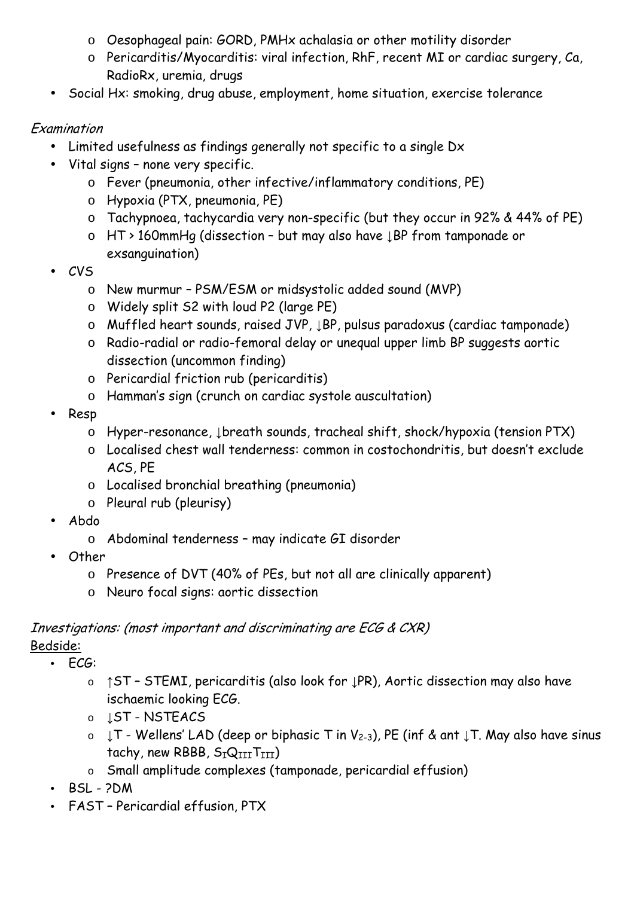- Oesophageal pain: GORD, PMHx achalasia or other motility disorder
    - Pericarditis/Myocarditis: viral infection, RhF, recent MI or cardiac surgery, Ca, RadioRx, uremia, drugs
- Social Hx: smoking, drug abuse, employment, home situation, exercise tolerance

*Examination*

- Limited usefulness as findings generally not specific to a single Dx
- Vital signs – none very specific.
    - Fever (pneumonia, other infective/inflammatory conditions, PE)
    - Hypoxia (PTX, pneumonia, PE)
    - Tachypnoea, tachycardia very non-specific (but they occur in 92% & 44% of PE)
    - HT > 160mmHg (dissection – but may also have ↓BP from tamponade or exsanguination)
- CVS
    - New murmur – PSM/ESM or midsystolic added sound (MVP)
    - Widely split S2 with loud P2 (large PE)
    - Muffled heart sounds, raised JVP, ↓BP, pulsus paradoxus (cardiac tamponade)
    - Radio-radial or radio-femoral delay or unequal upper limb BP suggests aortic dissection (uncommon finding)
    - Pericardial friction rub (pericarditis)
    - Hamman's sign (crunch on cardiac systole auscultation)
- Resp
    - Hyper-resonance, ↓breath sounds, tracheal shift, shock/hypoxia (tension PTX)
    - Localised chest wall tenderness: common in costochondritis, but doesn't exclude ACS, PE
    - Localised bronchial breathing (pneumonia)
    - Pleural rub (pleurisy)
- Abdo
    - Abdominal tenderness – may indicate GI disorder
- Other
    - Presence of DVT (40% of PEs, but not all are clinically apparent)
    - Neuro focal signs: aortic dissection

*Investigations: (most important and discriminating are ECG & CXR)*

Bedside:

- ECG:
    - ↑ST – STEMI, pericarditis (also look for ↓PR), Aortic dissection may also have ischaemic looking ECG.
    - ↓ST - NSTEACS
    - ↓T - Wellens' LAD (deep or biphasic T in $V_{2-3}$), PE (inf & ant ↓T. May also have sinus tachy, new RBBB, $S_I Q_{III} T_{III}$)
    - Small amplitude complexes (tamponade, pericardial effusion)
- BSL - ?DM
- FAST – Pericardial effusion, PTX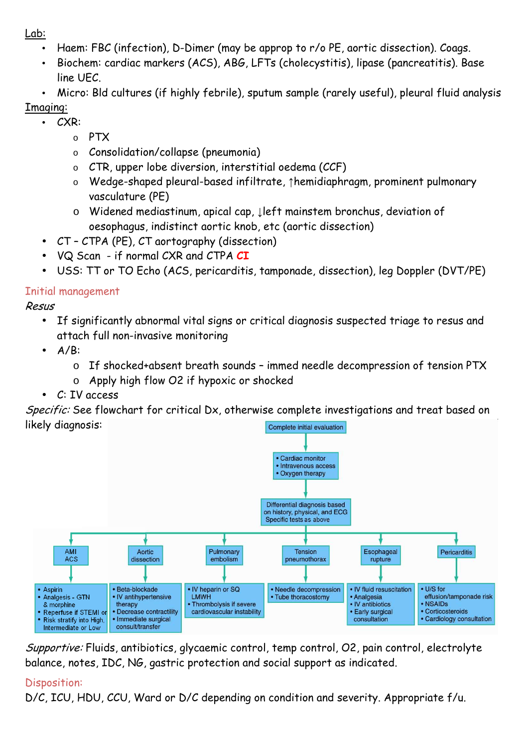Lab:

- Haem: FBC (infection), D-Dimer (may be approp to r/o PE, aortic dissection). Coags.
- Biochem: cardiac markers (ACS), ABG, LFTs (cholecystitis), lipase (pancreatitis). Base line UEC.
- Micro: Bld cultures (if highly febrile), sputum sample (rarely useful), pleural fluid analysis

Imaging:

- CXR:
  - PTX
  - Consolidation/collapse (pneumonia)
  - CTR, upper lobe diversion, interstitial oedema (CCF)
  - Wedge-shaped pleural-based infiltrate, ↑hemidiaphragm, prominent pulmonary vasculature (PE)
  - Widened mediastinum, apical cap, ↓left mainstem bronchus, deviation of oesophagus, indistinct aortic knob, etc (aortic dissection)
- CT – CTPA (PE), CT aortography (dissection)
- VQ Scan - if normal CXR and CTPA **CI**
- USS: TT or TO Echo (ACS, pericarditis, tamponade, dissection), leg Doppler (DVT/PE)

## Initial management

*Resus*

- If significantly abnormal vital signs or critical diagnosis suspected triage to resus and attach full non-invasive monitoring
- A/B:
  - If shocked+absent breath sounds – immed needle decompression of tension PTX
  - Apply high flow O2 if hypoxic or shocked
- C: IV access

*Specific:* See flowchart for critical Dx, otherwise complete investigations and treat based on likely diagnosis:

Complete initial evaluation

- Cardiac monitor
- Intravenous access
- Oxygen therapy

Differential diagnosis based on history, physical, and ECG
Specific tests as above

AMI ACS
- Aspirin
- Analgesis - GTN & morphine
- Reperfuse if STEMI or
- Risk stratify into High, Intermediate or Low

Aortic dissection
- Beta-blockade
- IV antihypertensive therapy
- Decrease contractility
- Immediate surgical consult/transfer

Pulmonary embolism
- IV heparin or SQ LMWH
- Thrombolysis if severe cardiovascular instability

Tension pneumothorax
- Needle decompression
- Tube thoracostomy

Esophageal rupture
- IV fluid resuscitation
- Analgesia
- IV antibiotics
- Early surgical consultation

Pericarditis
- U/S for effusion/tamponade risk
- NSAIDs
- Corticosteroids
- Cardiology consultation

*Supportive:* Fluids, antibiotics, glycaemic control, temp control, O2, pain control, electrolyte balance, notes, IDC, NG, gastric protection and social support as indicated.

## Disposition:

D/C, ICU, HDU, CCU, Ward or D/C depending on condition and severity. Appropriate f/u.